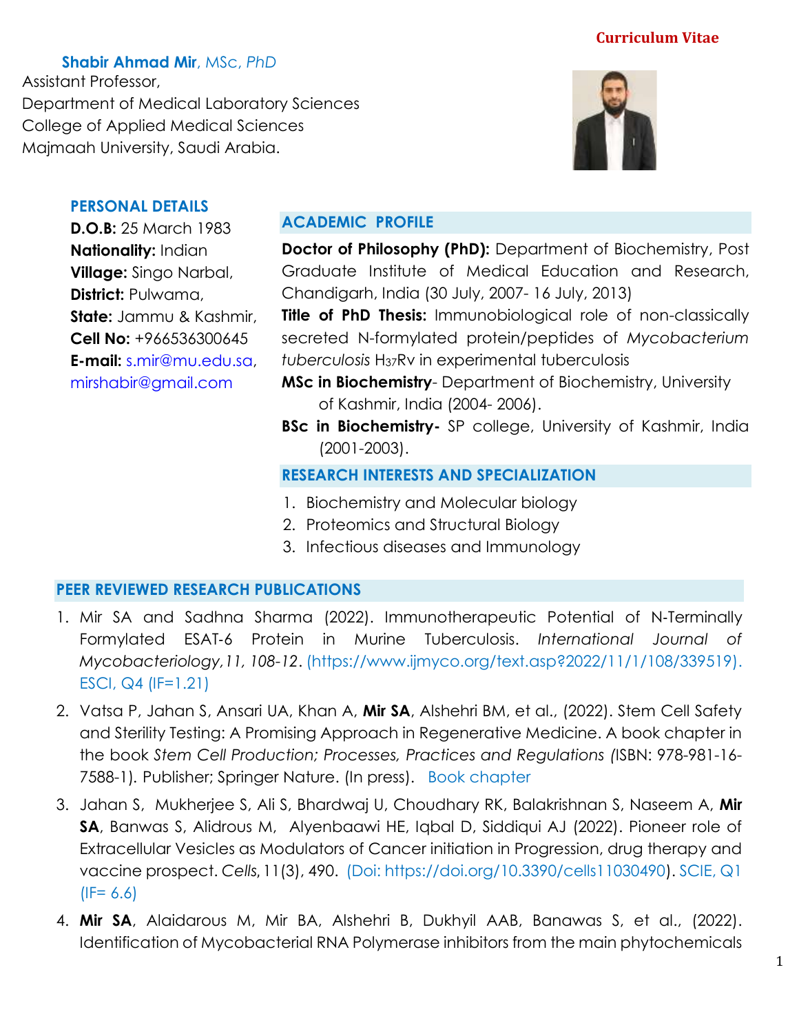**Curriculum Vitae**

**Shabir Ahmad Mir**, MSc, *PhD*
Assistant Professor,
Department of Medical Laboratory Sciences
College of Applied Medical Sciences
Majmaah University, Saudi Arabia.

## PERSONAL DETAILS

**D.O.B:** 25 March 1983
**Nationality:** Indian
**Village:** Singo Narbal,
**District:** Pulwama,
**State:** Jammu & Kashmir,
**Cell No:** +966536300645
**E-mail:** s.mir@mu.edu.sa, mirshabir@gmail.com

## ACADEMIC PROFILE

**Doctor of Philosophy (PhD):** Department of Biochemistry, Post Graduate Institute of Medical Education and Research, Chandigarh, India (30 July, 2007- 16 July, 2013)

**Title of PhD Thesis:** Immunobiological role of non-classically secreted N-formylated protein/peptides of *Mycobacterium tuberculosis* $H_{37}Rv$ in experimental tuberculosis

**MSc in Biochemistry**- Department of Biochemistry, University of Kashmir, India (2004- 2006).

**BSc in Biochemistry-** SP college, University of Kashmir, India (2001-2003).

## RESEARCH INTERESTS AND SPECIALIZATION

1. Biochemistry and Molecular biology
2. Proteomics and Structural Biology
3. Infectious diseases and Immunology

## PEER REVIEWED RESEARCH PUBLICATIONS

1. Mir SA and Sadhna Sharma (2022). Immunotherapeutic Potential of N-Terminally Formylated ESAT-6 Protein in Murine Tuberculosis. *International Journal of Mycobacteriology, 11, 108-12*. (https://www.ijmyco.org/text.asp?2022/11/1/108/339519). ESCI, Q4 (IF=1.21)
2. Vatsa P, Jahan S, Ansari UA, Khan A, **Mir SA**, Alshehri BM, et al., (2022). Stem Cell Safety and Sterility Testing: A Promising Approach in Regenerative Medicine. A book chapter in the book *Stem Cell Production; Processes, Practices and Regulations (*ISBN: 978-981-16-7588-1). Publisher; Springer Nature. (In press). Book chapter
3. Jahan S, Mukherjee S, Ali S, Bhardwaj U, Choudhary RK, Balakrishnan S, Naseem A, **Mir SA**, Banwas S, Alidrous M, Alyenbaawi HE, Iqbal D, Siddiqui AJ (2022). Pioneer role of Extracellular Vesicles as Modulators of Cancer initiation in Progression, drug therapy and vaccine prospect. *Cells*, 11(3), 490. (Doi: https://doi.org/10.3390/cells11030490). SCIE, Q1 (IF= 6.6)
4. **Mir SA**, Alaidarous M, Mir BA, Alshehri B, Dukhyil AAB, Banawas S, et al., (2022). Identification of Mycobacterial RNA Polymerase inhibitors from the main phytochemicals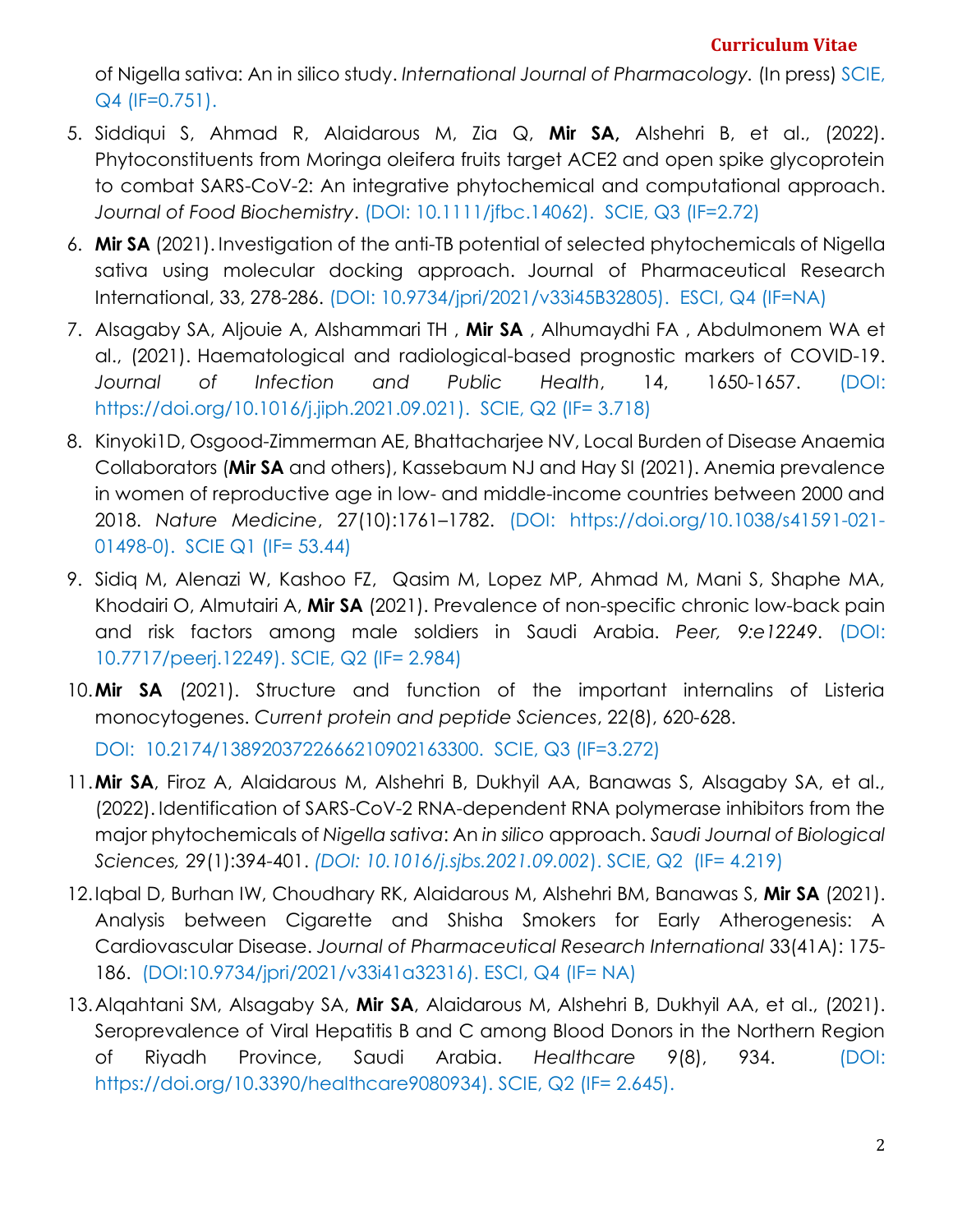of Nigella sativa: An in silico study. *International Journal of Pharmacology.* (In press) SCIE, Q4 (IF=0.751).

5. Siddiqui S, Ahmad R, Alaidarous M, Zia Q, **Mir SA,** Alshehri B, et al., (2022). Phytoconstituents from Moringa oleifera fruits target ACE2 and open spike glycoprotein to combat SARS-CoV-2: An integrative phytochemical and computational approach. *Journal of Food Biochemistry*. (DOI: 10.1111/jfbc.14062). SCIE, Q3 (IF=2.72)
6. **Mir SA** (2021). Investigation of the anti-TB potential of selected phytochemicals of Nigella sativa using molecular docking approach. Journal of Pharmaceutical Research International, 33, 278-286. (DOI: 10.9734/jpri/2021/v33i45B32805). ESCI, Q4 (IF=NA)
7. Alsagaby SA, Aljouie A, Alshammari TH , **Mir SA** , Alhumaydhi FA , Abdulmonem WA et al., (2021). Haematological and radiological-based prognostic markers of COVID-19. *Journal of Infection and Public Health*, 14, 1650-1657. (DOI: https://doi.org/10.1016/j.jiph.2021.09.021). SCIE, Q2 (IF= 3.718)
8. Kinyoki1D, Osgood-Zimmerman AE, Bhattacharjee NV, Local Burden of Disease Anaemia Collaborators (**Mir SA** and others), Kassebaum NJ and Hay SI (2021). Anemia prevalence in women of reproductive age in low- and middle-income countries between 2000 and 2018. *Nature Medicine*, 27(10):1761–1782. (DOI: https://doi.org/10.1038/s41591-021-01498-0). SCIE Q1 (IF= 53.44)
9. Sidiq M, Alenazi W, Kashoo FZ, Qasim M, Lopez MP, Ahmad M, Mani S, Shaphe MA, Khodairi O, Almutairi A, **Mir SA** (2021). Prevalence of non-specific chronic low-back pain and risk factors among male soldiers in Saudi Arabia. *Peer, 9:e12249*. (DOI: 10.7717/peerj.12249). SCIE, Q2 (IF= 2.984)
10. **Mir SA** (2021). Structure and function of the important internalins of Listeria monocytogenes. *Current protein and peptide Sciences*, 22(8), 620-628. DOI: 10.2174/1389203722666210902163300. SCIE, Q3 (IF=3.272)
11. **Mir SA**, Firoz A, Alaidarous M, Alshehri B, Dukhyil AA, Banawas S, Alsagaby SA, et al., (2022). Identification of SARS-CoV-2 RNA-dependent RNA polymerase inhibitors from the major phytochemicals of *Nigella sativa*: An *in silico* approach. *Saudi Journal of Biological Sciences,* 29(1):394-401. *(DOI: 10.1016/j.sjbs.2021.09.002)*. SCIE, Q2 (IF= 4.219)
12. Iqbal D, Burhan IW, Choudhary RK, Alaidarous M, Alshehri BM, Banawas S, **Mir SA** (2021). Analysis between Cigarette and Shisha Smokers for Early Atherogenesis: A Cardiovascular Disease. *Journal of Pharmaceutical Research International* 33(41A): 175-186. (DOI:10.9734/jpri/2021/v33i41a32316). ESCI, Q4 (IF= NA)
13. Alqahtani SM, Alsagaby SA, **Mir SA**, Alaidarous M, Alshehri B, Dukhyil AA, et al., (2021). Seroprevalence of Viral Hepatitis B and C among Blood Donors in the Northern Region of Riyadh Province, Saudi Arabia. *Healthcare* 9(8), 934. (DOI: https://doi.org/10.3390/healthcare9080934). SCIE, Q2 (IF= 2.645).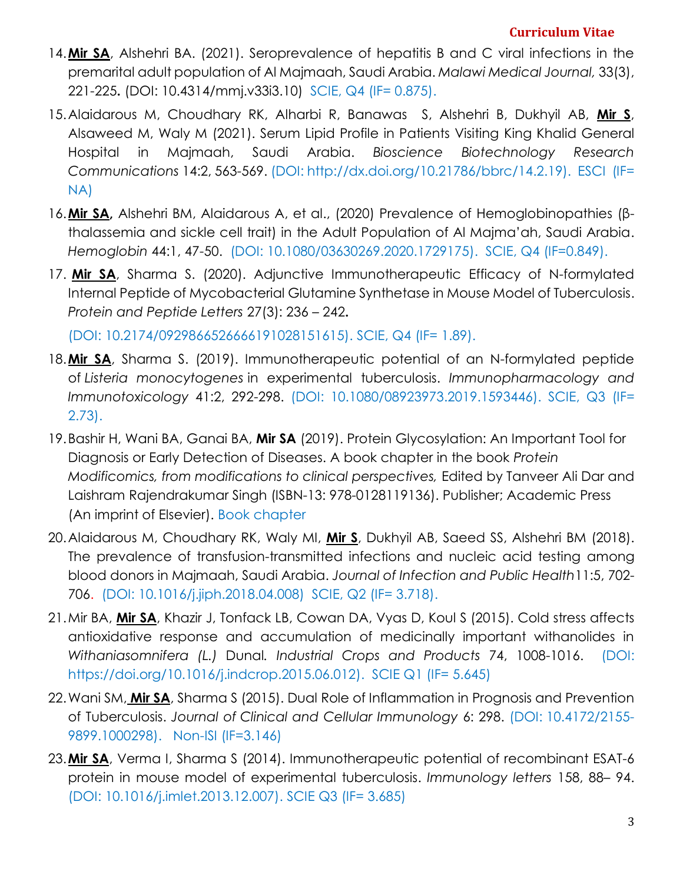14. **Mir SA**, Alshehri BA. (2021). Seroprevalence of hepatitis B and C viral infections in the premarital adult population of Al Majmaah, Saudi Arabia. *Malawi Medical Journal,* 33(3), 221-225**.** (DOI: 10.4314/mmj.v33i3.10) SCIE, Q4 (IF= 0.875).

15. Alaidarous M, Choudhary RK, Alharbi R, Banawas S, Alshehri B, Dukhyil AB, **Mir S**, Alsaweed M, Waly M (2021). Serum Lipid Profile in Patients Visiting King Khalid General Hospital in Majmaah, Saudi Arabia. *Bioscience Biotechnology Research Communications* 14:2, 563-569. (DOI: http://dx.doi.org/10.21786/bbrc/14.2.19). ESCI (IF= NA)

16. **Mir SA,** Alshehri BM, Alaidarous A, et al., (2020) Prevalence of Hemoglobinopathies (β-thalassemia and sickle cell trait) in the Adult Population of Al Majma'ah, Saudi Arabia. *Hemoglobin* 44:1, 47-50. (DOI: 10.1080/03630269.2020.1729175). SCIE, Q4 (IF=0.849).

17. **Mir SA**, Sharma S. (2020). Adjunctive Immunotherapeutic Efficacy of N-formylated Internal Peptide of Mycobacterial Glutamine Synthetase in Mouse Model of Tuberculosis. *Protein and Peptide Letters* 27(3): 236 – 242**.**

    (DOI: 10.2174/0929866526666191028151615). SCIE, Q4 (IF= 1.89).

18. **Mir SA**, Sharma S. (2019). Immunotherapeutic potential of an N-formylated peptide of *Listeria monocytogenes* in experimental tuberculosis. *Immunopharmacology and Immunotoxicology* 41:2, 292-298. (DOI: 10.1080/08923973.2019.1593446). SCIE, Q3 (IF= 2.73).

19. Bashir H, Wani BA, Ganai BA, **Mir SA** (2019). Protein Glycosylation: An Important Tool for Diagnosis or Early Detection of Diseases. A book chapter in the book *Protein Modificomics, from modifications to clinical perspectives,* Edited by Tanveer Ali Dar and Laishram Rajendrakumar Singh (ISBN-13: 978-0128119136). Publisher; Academic Press (An imprint of Elsevier). Book chapter

20. Alaidarous M, Choudhary RK, Waly MI, **Mir S**, Dukhyil AB, Saeed SS, Alshehri BM (2018). The prevalence of transfusion-transmitted infections and nucleic acid testing among blood donors in Majmaah, Saudi Arabia. *Journal of Infection and Public Health*11:5, 702-706. (DOI: 10.1016/j.jiph.2018.04.008) SCIE, Q2 (IF= 3.718).

21. Mir BA, **Mir SA**, Khazir J, Tonfack LB, Cowan DA, Vyas D, Koul S (2015). Cold stress affects antioxidative response and accumulation of medicinally important withanolides in *Withaniasomnifera (L.)* Dunal. *Industrial Crops and Products* 74, 1008-1016. (DOI: https://doi.org/10.1016/j.indcrop.2015.06.012). SCIE Q1 (IF= 5.645)

22. Wani SM, **Mir SA**, Sharma S (2015). Dual Role of Inflammation in Prognosis and Prevention of Tuberculosis. *Journal of Clinical and Cellular Immunology* 6: 298. (DOI: 10.4172/2155-9899.1000298). Non-ISI (IF=3.146)

23. **Mir SA**, Verma I, Sharma S (2014). Immunotherapeutic potential of recombinant ESAT-6 protein in mouse model of experimental tuberculosis. *Immunology letters* 158, 88– 94. (DOI: 10.1016/j.imlet.2013.12.007). SCIE Q3 (IF= 3.685)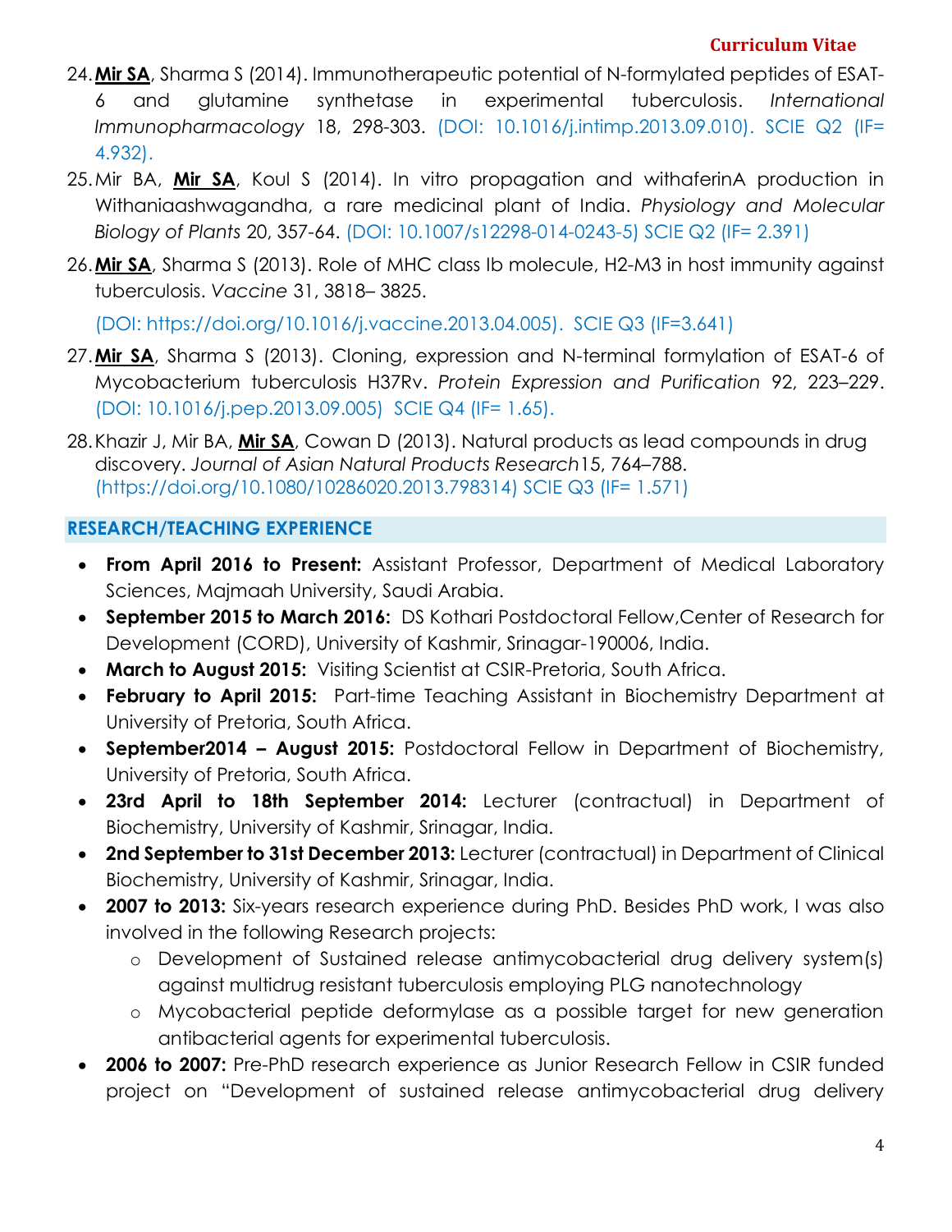24. **Mir SA**, Sharma S (2014). Immunotherapeutic potential of N-formylated peptides of ESAT-6 and glutamine synthetase in experimental tuberculosis. *International Immunopharmacology* 18, 298-303. (DOI: 10.1016/j.intimp.2013.09.010). SCIE Q2 (IF= 4.932).
25. Mir BA, **Mir SA**, Koul S (2014). In vitro propagation and withaferinA production in Withaniaashwagandha, a rare medicinal plant of India. *Physiology and Molecular Biology of Plants* 20, 357-64. (DOI: 10.1007/s12298-014-0243-5) SCIE Q2 (IF= 2.391)
26. **Mir SA**, Sharma S (2013). Role of MHC class Ib molecule, H2-M3 in host immunity against tuberculosis. *Vaccine* 31, 3818– 3825.

    (DOI: https://doi.org/10.1016/j.vaccine.2013.04.005). SCIE Q3 (IF=3.641)
27. **Mir SA**, Sharma S (2013). Cloning, expression and N-terminal formylation of ESAT-6 of Mycobacterium tuberculosis H37Rv. *Protein Expression and Purification* 92, 223–229. (DOI: 10.1016/j.pep.2013.09.005) SCIE Q4 (IF= 1.65).
28. Khazir J, Mir BA, **Mir SA**, Cowan D (2013). Natural products as lead compounds in drug discovery. *Journal of Asian Natural Products Research*15, 764–788. (https://doi.org/10.1080/10286020.2013.798314) SCIE Q3 (IF= 1.571)

## RESEARCH/TEACHING EXPERIENCE

- **From April 2016 to Present:** Assistant Professor, Department of Medical Laboratory Sciences, Majmaah University, Saudi Arabia.
- **September 2015 to March 2016:** DS Kothari Postdoctoral Fellow,Center of Research for Development (CORD), University of Kashmir, Srinagar-190006, India.
- **March to August 2015:** Visiting Scientist at CSIR-Pretoria, South Africa.
- **February to April 2015:** Part-time Teaching Assistant in Biochemistry Department at University of Pretoria, South Africa.
- **September2014 – August 2015:** Postdoctoral Fellow in Department of Biochemistry, University of Pretoria, South Africa.
- **23rd April to 18th September 2014:** Lecturer (contractual) in Department of Biochemistry, University of Kashmir, Srinagar, India.
- **2nd September to 31st December 2013:** Lecturer (contractual) in Department of Clinical Biochemistry, University of Kashmir, Srinagar, India.
- **2007 to 2013:** Six-years research experience during PhD. Besides PhD work, I was also involved in the following Research projects:
    - Development of Sustained release antimycobacterial drug delivery system(s) against multidrug resistant tuberculosis employing PLG nanotechnology
    - Mycobacterial peptide deformylase as a possible target for new generation antibacterial agents for experimental tuberculosis.
- **2006 to 2007:** Pre-PhD research experience as Junior Research Fellow in CSIR funded project on "Development of sustained release antimycobacterial drug delivery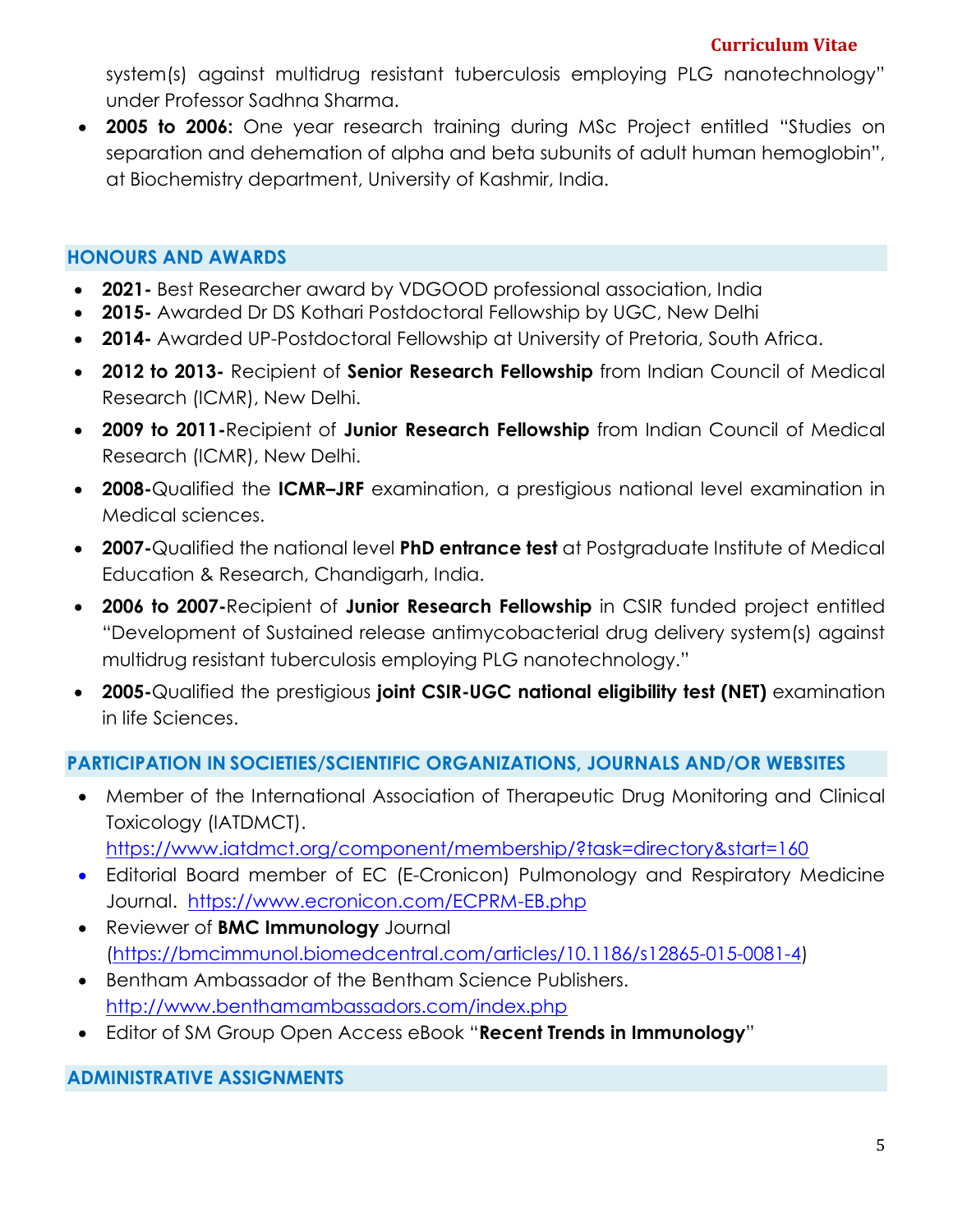system(s) against multidrug resistant tuberculosis employing PLG nanotechnology" under Professor Sadhna Sharma.

- **2005 to 2006:** One year research training during MSc Project entitled "Studies on separation and dehemation of alpha and beta subunits of adult human hemoglobin", at Biochemistry department, University of Kashmir, India.

## HONOURS AND AWARDS

- **2021-** Best Researcher award by VDGOOD professional association, India
- **2015-** Awarded Dr DS Kothari Postdoctoral Fellowship by UGC, New Delhi
- **2014-** Awarded UP-Postdoctoral Fellowship at University of Pretoria, South Africa.
- **2012 to 2013-** Recipient of **Senior Research Fellowship** from Indian Council of Medical Research (ICMR), New Delhi.
- **2009 to 2011-**Recipient of **Junior Research Fellowship** from Indian Council of Medical Research (ICMR), New Delhi.
- **2008-**Qualified the **ICMR–JRF** examination, a prestigious national level examination in Medical sciences.
- **2007-**Qualified the national level **PhD entrance test** at Postgraduate Institute of Medical Education & Research, Chandigarh, India.
- **2006 to 2007-**Recipient of **Junior Research Fellowship** in CSIR funded project entitled "Development of Sustained release antimycobacterial drug delivery system(s) against multidrug resistant tuberculosis employing PLG nanotechnology."
- **2005-**Qualified the prestigious **joint CSIR-UGC national eligibility test (NET)** examination in life Sciences.

## PARTICIPATION IN SOCIETIES/SCIENTIFIC ORGANIZATIONS, JOURNALS AND/OR WEBSITES

- Member of the International Association of Therapeutic Drug Monitoring and Clinical Toxicology (IATDMCT). https://www.iatdmct.org/component/membership/?task=directory&start=160
- Editorial Board member of EC (E-Cronicon) Pulmonology and Respiratory Medicine Journal. https://www.ecronicon.com/ECPRM-EB.php
- Reviewer of **BMC Immunology** Journal (https://bmcimmunol.biomedcentral.com/articles/10.1186/s12865-015-0081-4)
- Bentham Ambassador of the Bentham Science Publishers. http://www.benthamambassadors.com/index.php
- Editor of SM Group Open Access eBook "**Recent Trends in Immunology**"

## ADMINISTRATIVE ASSIGNMENTS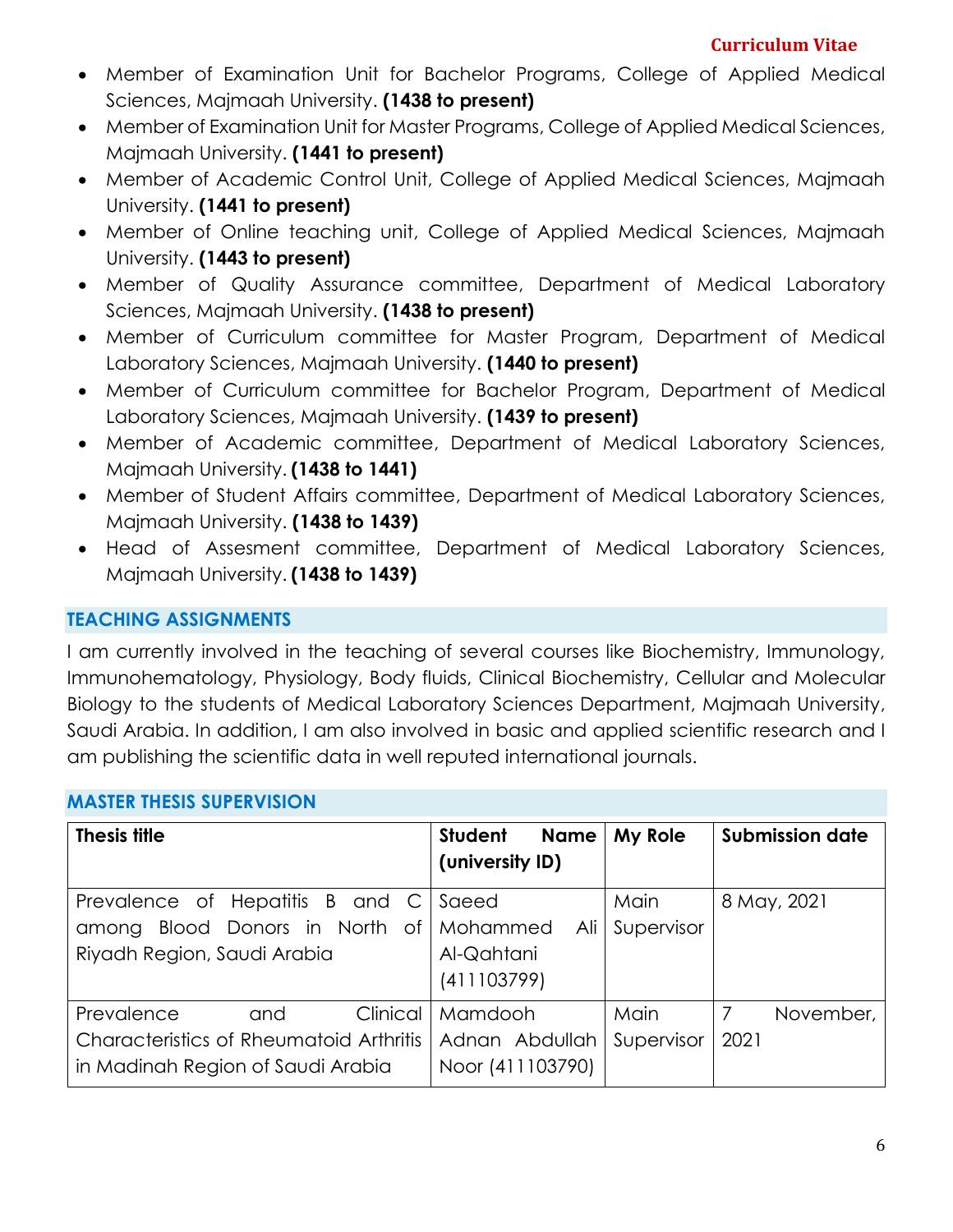- Member of Examination Unit for Bachelor Programs, College of Applied Medical Sciences, Majmaah University. **(1438 to present)**
- Member of Examination Unit for Master Programs, College of Applied Medical Sciences, Majmaah University. **(1441 to present)**
- Member of Academic Control Unit, College of Applied Medical Sciences, Majmaah University. **(1441 to present)**
- Member of Online teaching unit, College of Applied Medical Sciences, Majmaah University. **(1443 to present)**
- Member of Quality Assurance committee, Department of Medical Laboratory Sciences, Majmaah University. **(1438 to present)**
- Member of Curriculum committee for Master Program, Department of Medical Laboratory Sciences, Majmaah University. **(1440 to present)**
- Member of Curriculum committee for Bachelor Program, Department of Medical Laboratory Sciences, Majmaah University. **(1439 to present)**
- Member of Academic committee, Department of Medical Laboratory Sciences, Majmaah University. **(1438 to 1441)**
- Member of Student Affairs committee, Department of Medical Laboratory Sciences, Majmaah University. **(1438 to 1439)**
- Head of Assesment committee, Department of Medical Laboratory Sciences, Majmaah University. **(1438 to 1439)**

## TEACHING ASSIGNMENTS

I am currently involved in the teaching of several courses like Biochemistry, Immunology, Immunohematology, Physiology, Body fluids, Clinical Biochemistry, Cellular and Molecular Biology to the students of Medical Laboratory Sciences Department, Majmaah University, Saudi Arabia. In addition, I am also involved in basic and applied scientific research and I am publishing the scientific data in well reputed international journals.

## MASTER THESIS SUPERVISION

| Thesis title | Student Name (university ID) | My Role | Submission date |
|---|---|---|---|
| Prevalence of Hepatitis B and C among Blood Donors in North of Riyadh Region, Saudi Arabia | Saeed Mohammed Ali Al-Qahtani (411103799) | Main Supervisor | 8 May, 2021 |
| Prevalence and Clinical Characteristics of Rheumatoid Arthritis in Madinah Region of Saudi Arabia | Mamdooh Adnan Abdullah Noor (411103790) | Main Supervisor | 7 November, 2021 |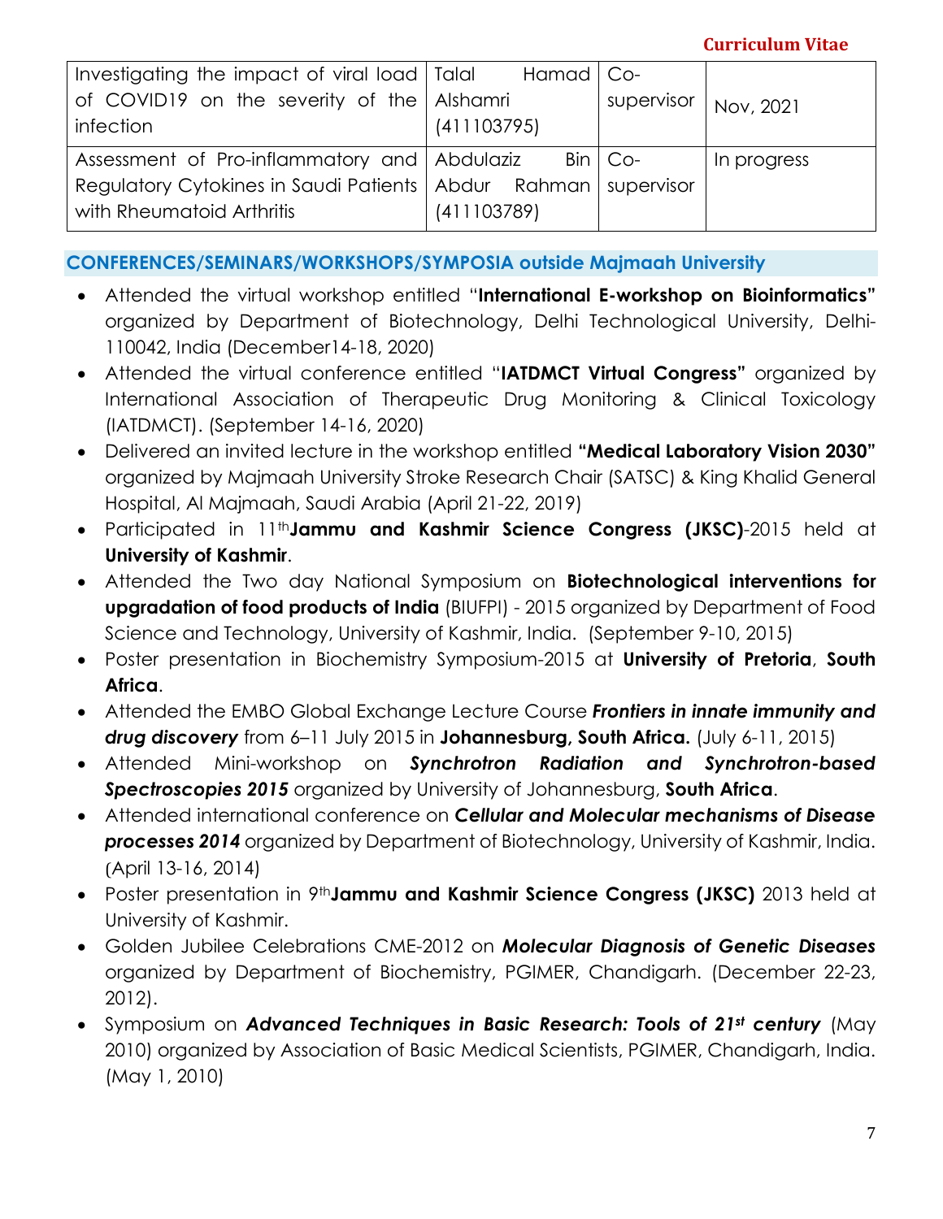| Investigating the impact of viral load of COVID19 on the severity of the infection | Talal Hamad Alshamri (411103795) | Co-supervisor | Nov, 2021 |
| --- | --- | --- | --- |
| Assessment of Pro-inflammatory and Regulatory Cytokines in Saudi Patients with Rheumatoid Arthritis | Abdulaziz Bin Abdur Rahman (411103789) | Co-supervisor | In progress |

## CONFERENCES/SEMINARS/WORKSHOPS/SYMPOSIA outside Majmaah University

- Attended the virtual workshop entitled "**International E-workshop on Bioinformatics"** organized by Department of Biotechnology, Delhi Technological University, Delhi-110042, India (December14-18, 2020)
- Attended the virtual conference entitled "**IATDMCT Virtual Congress"** organized by International Association of Therapeutic Drug Monitoring & Clinical Toxicology (IATDMCT). (September 14-16, 2020)
- Delivered an invited lecture in the workshop entitled **"Medical Laboratory Vision 2030"** organized by Majmaah University Stroke Research Chair (SATSC) & King Khalid General Hospital, Al Majmaah, Saudi Arabia (April 21-22, 2019)
- Participated in 11th **Jammu and Kashmir Science Congress (JKSC)**-2015 held at **University of Kashmir**.
- Attended the Two day National Symposium on **Biotechnological interventions for upgradation of food products of India** (BIUFPI) - 2015 organized by Department of Food Science and Technology, University of Kashmir, India. (September 9-10, 2015)
- Poster presentation in Biochemistry Symposium-2015 at **University of Pretoria**, **South Africa**.
- Attended the EMBO Global Exchange Lecture Course ***Frontiers in innate immunity and drug discovery*** from 6–11 July 2015 in **Johannesburg, South Africa.** (July 6-11, 2015)
- Attended Mini-workshop on ***Synchrotron Radiation and Synchrotron-based Spectroscopies 2015*** organized by University of Johannesburg, **South Africa**.
- Attended international conference on ***Cellular and Molecular mechanisms of Disease processes 2014*** organized by Department of Biotechnology, University of Kashmir, India. (April 13-16, 2014)
- Poster presentation in 9th **Jammu and Kashmir Science Congress (JKSC)** 2013 held at University of Kashmir.
- Golden Jubilee Celebrations CME-2012 on ***Molecular Diagnosis of Genetic Diseases*** organized by Department of Biochemistry, PGIMER, Chandigarh. (December 22-23, 2012).
- Symposium on ***Advanced Techniques in Basic Research: Tools of 21st century*** (May 2010) organized by Association of Basic Medical Scientists, PGIMER, Chandigarh, India. (May 1, 2010)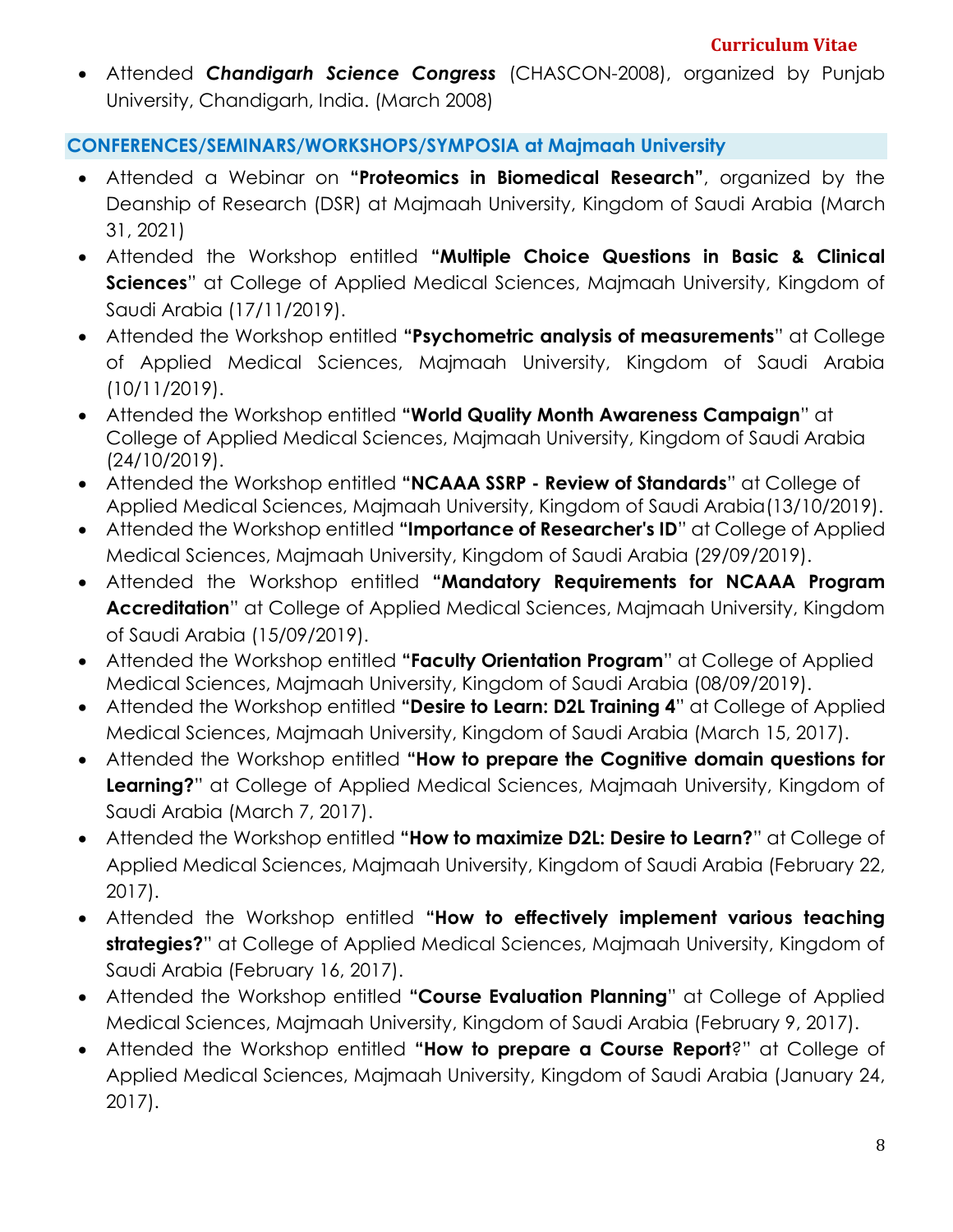- Attended ***Chandigarh Science Congress*** (CHASCON-2008), organized by Punjab University, Chandigarh, India. (March 2008)

## CONFERENCES/SEMINARS/WORKSHOPS/SYMPOSIA at Majmaah University

- Attended a Webinar on **"Proteomics in Biomedical Research"**, organized by the Deanship of Research (DSR) at Majmaah University, Kingdom of Saudi Arabia (March 31, 2021)
- Attended the Workshop entitled **"Multiple Choice Questions in Basic & Clinical Sciences**" at College of Applied Medical Sciences, Majmaah University, Kingdom of Saudi Arabia (17/11/2019).
- Attended the Workshop entitled **"Psychometric analysis of measurements**" at College of Applied Medical Sciences, Majmaah University, Kingdom of Saudi Arabia (10/11/2019).
- Attended the Workshop entitled **"World Quality Month Awareness Campaign**" at College of Applied Medical Sciences, Majmaah University, Kingdom of Saudi Arabia (24/10/2019).
- Attended the Workshop entitled **"NCAAA SSRP - Review of Standards**" at College of Applied Medical Sciences, Majmaah University, Kingdom of Saudi Arabia(13/10/2019).
- Attended the Workshop entitled **"Importance of Researcher's ID**" at College of Applied Medical Sciences, Majmaah University, Kingdom of Saudi Arabia (29/09/2019).
- Attended the Workshop entitled **"Mandatory Requirements for NCAAA Program Accreditation**" at College of Applied Medical Sciences, Majmaah University, Kingdom of Saudi Arabia (15/09/2019).
- Attended the Workshop entitled **"Faculty Orientation Program**" at College of Applied Medical Sciences, Majmaah University, Kingdom of Saudi Arabia (08/09/2019).
- Attended the Workshop entitled **"Desire to Learn: D2L Training 4**" at College of Applied Medical Sciences, Majmaah University, Kingdom of Saudi Arabia (March 15, 2017).
- Attended the Workshop entitled **"How to prepare the Cognitive domain questions for Learning?**" at College of Applied Medical Sciences, Majmaah University, Kingdom of Saudi Arabia (March 7, 2017).
- Attended the Workshop entitled **"How to maximize D2L: Desire to Learn?**" at College of Applied Medical Sciences, Majmaah University, Kingdom of Saudi Arabia (February 22, 2017).
- Attended the Workshop entitled **"How to effectively implement various teaching strategies?**" at College of Applied Medical Sciences, Majmaah University, Kingdom of Saudi Arabia (February 16, 2017).
- Attended the Workshop entitled **"Course Evaluation Planning**" at College of Applied Medical Sciences, Majmaah University, Kingdom of Saudi Arabia (February 9, 2017).
- Attended the Workshop entitled **"How to prepare a Course Report**?" at College of Applied Medical Sciences, Majmaah University, Kingdom of Saudi Arabia (January 24, 2017).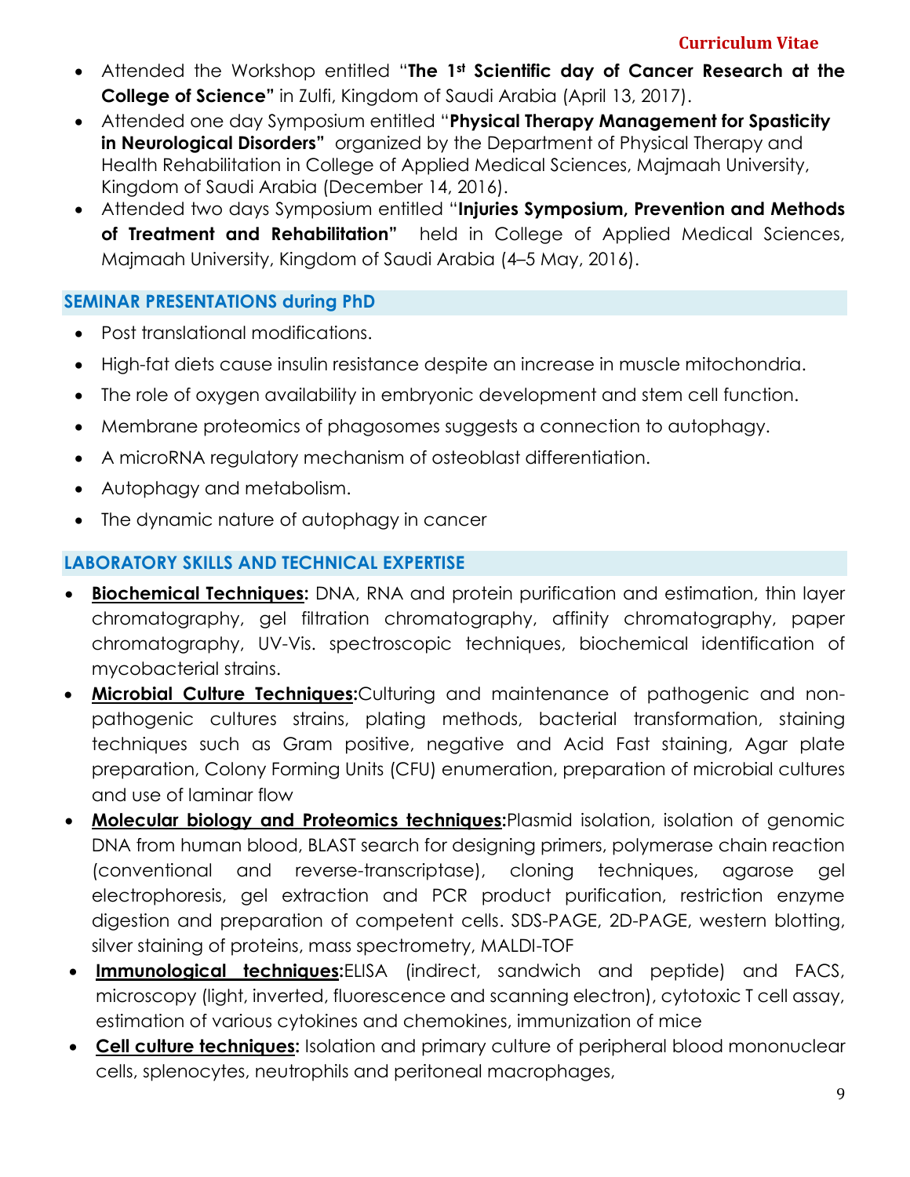- Attended the Workshop entitled "**The 1st Scientific day of Cancer Research at the College of Science**" in Zulfi, Kingdom of Saudi Arabia (April 13, 2017).
- Attended one day Symposium entitled "**Physical Therapy Management for Spasticity in Neurological Disorders**" organized by the Department of Physical Therapy and Health Rehabilitation in College of Applied Medical Sciences, Majmaah University, Kingdom of Saudi Arabia (December 14, 2016).
- Attended two days Symposium entitled "**Injuries Symposium, Prevention and Methods of Treatment and Rehabilitation**" held in College of Applied Medical Sciences, Majmaah University, Kingdom of Saudi Arabia (4–5 May, 2016).

## SEMINAR PRESENTATIONS during PhD

- Post translational modifications.
- High-fat diets cause insulin resistance despite an increase in muscle mitochondria.
- The role of oxygen availability in embryonic development and stem cell function.
- Membrane proteomics of phagosomes suggests a connection to autophagy.
- A microRNA regulatory mechanism of osteoblast differentiation.
- Autophagy and metabolism.
- The dynamic nature of autophagy in cancer

## LABORATORY SKILLS AND TECHNICAL EXPERTISE

- **Biochemical Techniques:** DNA, RNA and protein purification and estimation, thin layer chromatography, gel filtration chromatography, affinity chromatography, paper chromatography, UV-Vis. spectroscopic techniques, biochemical identification of mycobacterial strains.
- **Microbial Culture Techniques:** Culturing and maintenance of pathogenic and non-pathogenic cultures strains, plating methods, bacterial transformation, staining techniques such as Gram positive, negative and Acid Fast staining, Agar plate preparation, Colony Forming Units (CFU) enumeration, preparation of microbial cultures and use of laminar flow
- **Molecular biology and Proteomics techniques:** Plasmid isolation, isolation of genomic DNA from human blood, BLAST search for designing primers, polymerase chain reaction (conventional and reverse-transcriptase), cloning techniques, agarose gel electrophoresis, gel extraction and PCR product purification, restriction enzyme digestion and preparation of competent cells. SDS-PAGE, 2D-PAGE, western blotting, silver staining of proteins, mass spectrometry, MALDI-TOF
- **Immunological techniques:** ELISA (indirect, sandwich and peptide) and FACS, microscopy (light, inverted, fluorescence and scanning electron), cytotoxic T cell assay, estimation of various cytokines and chemokines, immunization of mice
- **Cell culture techniques:** Isolation and primary culture of peripheral blood mononuclear cells, splenocytes, neutrophils and peritoneal macrophages,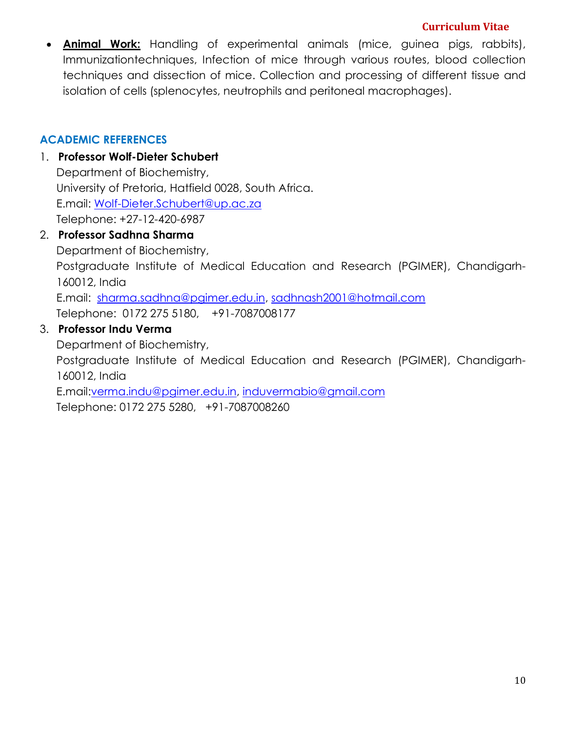- **Animal Work:** Handling of experimental animals (mice, guinea pigs, rabbits), Immunizationtechniques, Infection of mice through various routes, blood collection techniques and dissection of mice. Collection and processing of different tissue and isolation of cells (splenocytes, neutrophils and peritoneal macrophages).

## ACADEMIC REFERENCES

1. **Professor Wolf-Dieter Schubert**
   Department of Biochemistry,
   University of Pretoria, Hatfield 0028, South Africa.
   E.mail: Wolf-Dieter.Schubert@up.ac.za
   Telephone: +27-12-420-6987
2. **Professor Sadhna Sharma**
   Department of Biochemistry,
   Postgraduate Institute of Medical Education and Research (PGIMER), Chandigarh-160012, India
   E.mail: sharma.sadhna@pgimer.edu.in, sadhnash2001@hotmail.com
   Telephone: 0172 275 5180, +91-7087008177
3. **Professor Indu Verma**
   Department of Biochemistry,
   Postgraduate Institute of Medical Education and Research (PGIMER), Chandigarh-160012, India
   E.mail:verma.indu@pgimer.edu.in, induvermabio@gmail.com
   Telephone: 0172 275 5280, +91-7087008260